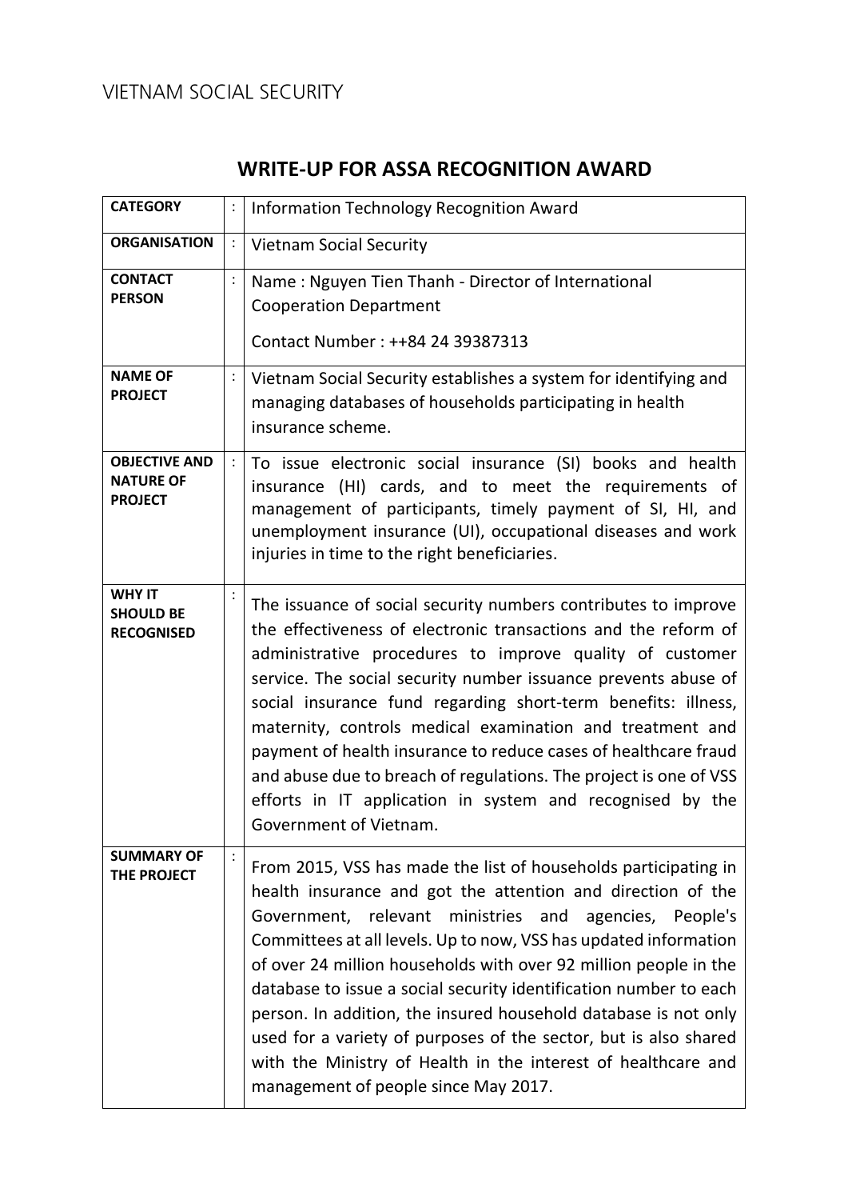VIETNAM SOCIAL SECURITY

# WRITE-UP FOR ASSA RECOGNITION AWARD

| | | |
|---|---|---|
| **CATEGORY** | : | Information Technology Recognition Award |
| **ORGANISATION** | : | Vietnam Social Security |
| **CONTACT PERSON** | : | Name : Nguyen Tien Thanh - Director of International Cooperation Department<br><br>Contact Number : ++84 24 39387313 |
| **NAME OF PROJECT** | : | Vietnam Social Security establishes a system for identifying and managing databases of households participating in health insurance scheme. |
| **OBJECTIVE AND NATURE OF PROJECT** | : | To issue electronic social insurance (SI) books and health insurance (HI) cards, and to meet the requirements of management of participants, timely payment of SI, HI, and unemployment insurance (UI), occupational diseases and work injuries in time to the right beneficiaries. |
| **WHY IT SHOULD BE RECOGNISED** | : | The issuance of social security numbers contributes to improve the effectiveness of electronic transactions and the reform of administrative procedures to improve quality of customer service. The social security number issuance prevents abuse of social insurance fund regarding short-term benefits: illness, maternity, controls medical examination and treatment and payment of health insurance to reduce cases of healthcare fraud and abuse due to breach of regulations. The project is one of VSS efforts in IT application in system and recognised by the Government of Vietnam. |
| **SUMMARY OF THE PROJECT** | : | From 2015, VSS has made the list of households participating in health insurance and got the attention and direction of the Government, relevant ministries and agencies, People's Committees at all levels. Up to now, VSS has updated information of over 24 million households with over 92 million people in the database to issue a social security identification number to each person. In addition, the insured household database is not only used for a variety of purposes of the sector, but is also shared with the Ministry of Health in the interest of healthcare and management of people since May 2017. |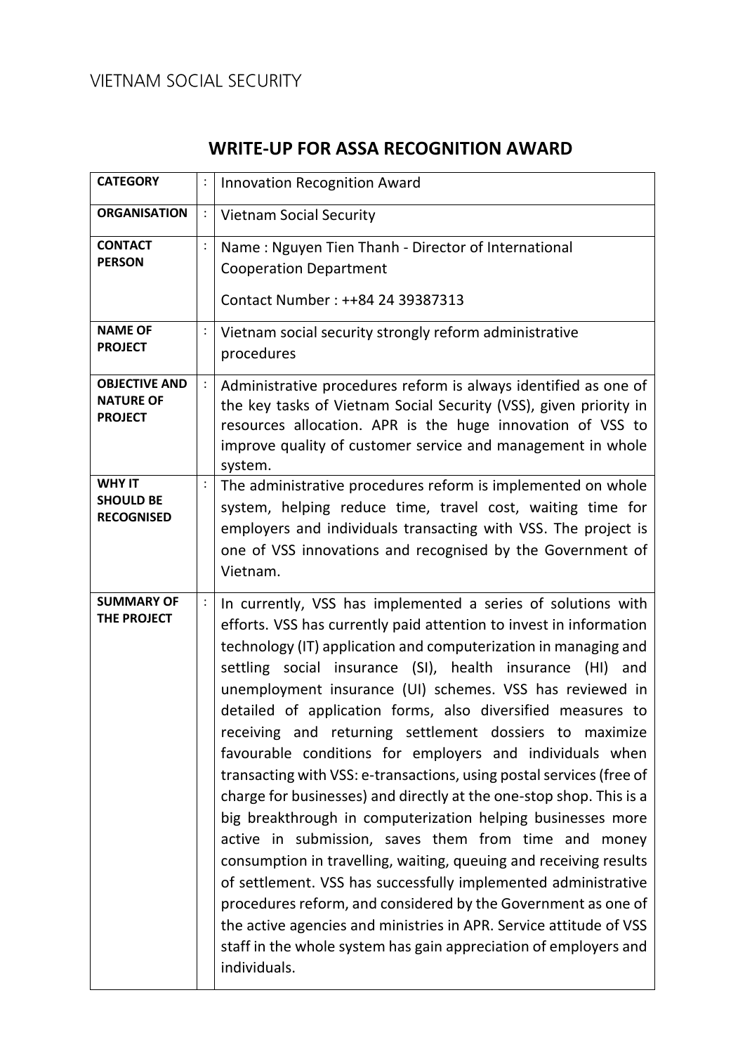VIETNAM SOCIAL SECURITY

# WRITE-UP FOR ASSA RECOGNITION AWARD

| | | |
|---|---|---|
| **CATEGORY** | : | Innovation Recognition Award |
| **ORGANISATION** | : | Vietnam Social Security |
| **CONTACT PERSON** | : | Name : Nguyen Tien Thanh - Director of International Cooperation Department<br><br>Contact Number : ++84 24 39387313 |
| **NAME OF PROJECT** | : | Vietnam social security strongly reform administrative procedures |
| **OBJECTIVE AND NATURE OF PROJECT** | : | Administrative procedures reform is always identified as one of the key tasks of Vietnam Social Security (VSS), given priority in resources allocation. APR is the huge innovation of VSS to improve quality of customer service and management in whole system. |
| **WHY IT SHOULD BE RECOGNISED** | : | The administrative procedures reform is implemented on whole system, helping reduce time, travel cost, waiting time for employers and individuals transacting with VSS. The project is one of VSS innovations and recognised by the Government of Vietnam. |
| **SUMMARY OF THE PROJECT** | : | In currently, VSS has implemented a series of solutions with efforts. VSS has currently paid attention to invest in information technology (IT) application and computerization in managing and settling social insurance (SI), health insurance (HI) and unemployment insurance (UI) schemes. VSS has reviewed in detailed of application forms, also diversified measures to receiving and returning settlement dossiers to maximize favourable conditions for employers and individuals when transacting with VSS: e-transactions, using postal services (free of charge for businesses) and directly at the one-stop shop. This is a big breakthrough in computerization helping businesses more active in submission, saves them from time and money consumption in travelling, waiting, queuing and receiving results of settlement. VSS has successfully implemented administrative procedures reform, and considered by the Government as one of the active agencies and ministries in APR. Service attitude of VSS staff in the whole system has gain appreciation of employers and individuals. |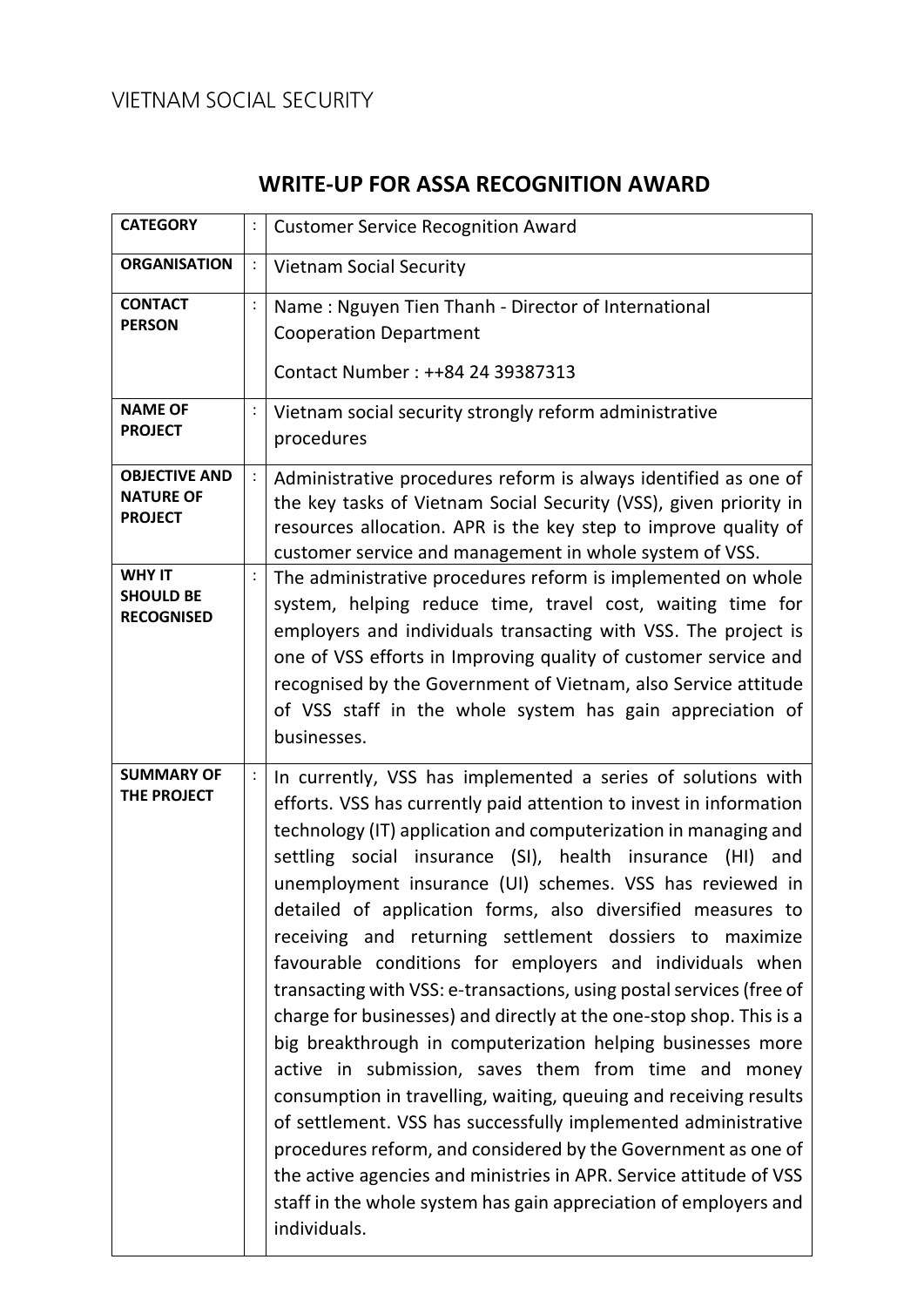VIETNAM SOCIAL SECURITY

## WRITE-UP FOR ASSA RECOGNITION AWARD

| | | |
|---|---|---|
| **CATEGORY** | : | Customer Service Recognition Award |
| **ORGANISATION** | : | Vietnam Social Security |
| **CONTACT PERSON** | : | Name : Nguyen Tien Thanh - Director of International Cooperation Department<br><br>Contact Number : ++84 24 39387313 |
| **NAME OF PROJECT** | : | Vietnam social security strongly reform administrative procedures |
| **OBJECTIVE AND NATURE OF PROJECT** | : | Administrative procedures reform is always identified as one of the key tasks of Vietnam Social Security (VSS), given priority in resources allocation. APR is the key step to improve quality of customer service and management in whole system of VSS. |
| **WHY IT SHOULD BE RECOGNISED** | : | The administrative procedures reform is implemented on whole system, helping reduce time, travel cost, waiting time for employers and individuals transacting with VSS. The project is one of VSS efforts in Improving quality of customer service and recognised by the Government of Vietnam, also Service attitude of VSS staff in the whole system has gain appreciation of businesses. |
| **SUMMARY OF THE PROJECT** | : | In currently, VSS has implemented a series of solutions with efforts. VSS has currently paid attention to invest in information technology (IT) application and computerization in managing and settling social insurance (SI), health insurance (HI) and unemployment insurance (UI) schemes. VSS has reviewed in detailed of application forms, also diversified measures to receiving and returning settlement dossiers to maximize favourable conditions for employers and individuals when transacting with VSS: e-transactions, using postal services (free of charge for businesses) and directly at the one-stop shop. This is a big breakthrough in computerization helping businesses more active in submission, saves them from time and money consumption in travelling, waiting, queuing and receiving results of settlement. VSS has successfully implemented administrative procedures reform, and considered by the Government as one of the active agencies and ministries in APR. Service attitude of VSS staff in the whole system has gain appreciation of employers and individuals. |